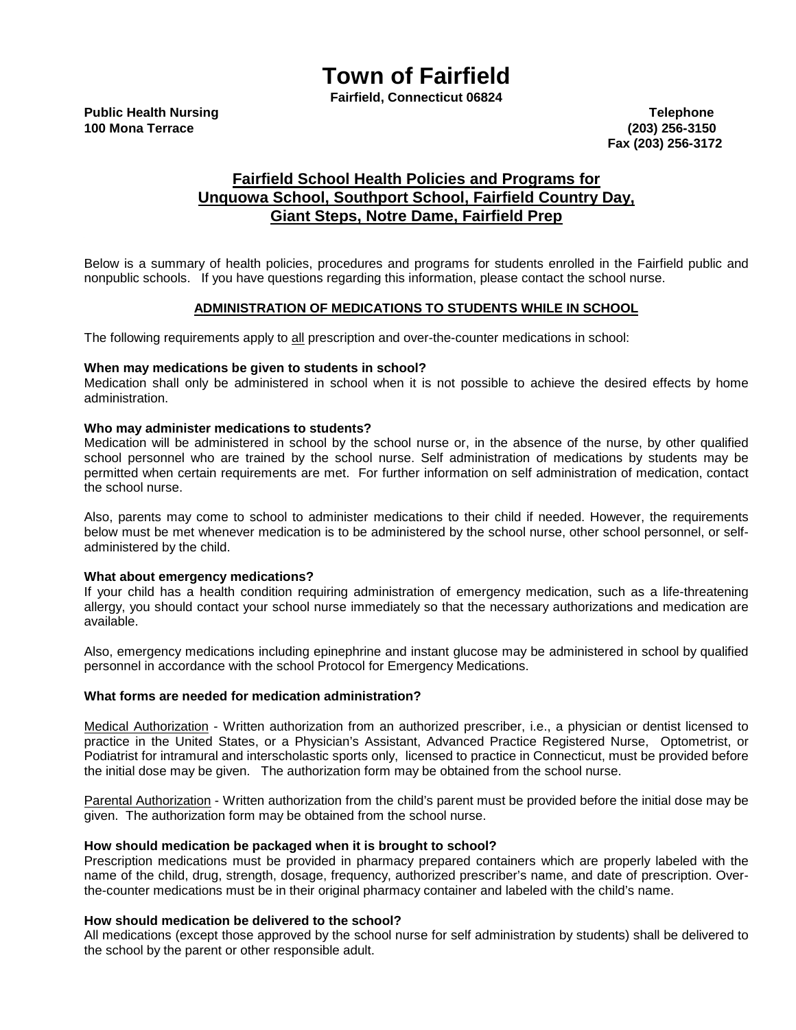# Town of Fairfield

**Fairfield, Connecticut 06824**

**Public Health Nursing**
**100 Mona Terrace**

**Telephone**
**(203) 256-3150**
**Fax (203) 256-3172**

## Fairfield School Health Policies and Programs for Unquowa School, Southport School, Fairfield Country Day, Giant Steps, Notre Dame, Fairfield Prep

Below is a summary of health policies, procedures and programs for students enrolled in the Fairfield public and nonpublic schools. If you have questions regarding this information, please contact the school nurse.

### ADMINISTRATION OF MEDICATIONS TO STUDENTS WHILE IN SCHOOL

The following requirements apply to all prescription and over-the-counter medications in school:

**When may medications be given to students in school?**
Medication shall only be administered in school when it is not possible to achieve the desired effects by home administration.

**Who may administer medications to students?**
Medication will be administered in school by the school nurse or, in the absence of the nurse, by other qualified school personnel who are trained by the school nurse. Self administration of medications by students may be permitted when certain requirements are met. For further information on self administration of medication, contact the school nurse.

Also, parents may come to school to administer medications to their child if needed. However, the requirements below must be met whenever medication is to be administered by the school nurse, other school personnel, or self-administered by the child.

**What about emergency medications?**
If your child has a health condition requiring administration of emergency medication, such as a life-threatening allergy, you should contact your school nurse immediately so that the necessary authorizations and medication are available.

Also, emergency medications including epinephrine and instant glucose may be administered in school by qualified personnel in accordance with the school Protocol for Emergency Medications.

**What forms are needed for medication administration?**

Medical Authorization - Written authorization from an authorized prescriber, i.e., a physician or dentist licensed to practice in the United States, or a Physician's Assistant, Advanced Practice Registered Nurse, Optometrist, or Podiatrist for intramural and interscholastic sports only, licensed to practice in Connecticut, must be provided before the initial dose may be given. The authorization form may be obtained from the school nurse.

Parental Authorization - Written authorization from the child's parent must be provided before the initial dose may be given. The authorization form may be obtained from the school nurse.

**How should medication be packaged when it is brought to school?**
Prescription medications must be provided in pharmacy prepared containers which are properly labeled with the name of the child, drug, strength, dosage, frequency, authorized prescriber's name, and date of prescription. Over-the-counter medications must be in their original pharmacy container and labeled with the child's name.

**How should medication be delivered to the school?**
All medications (except those approved by the school nurse for self administration by students) shall be delivered to the school by the parent or other responsible adult.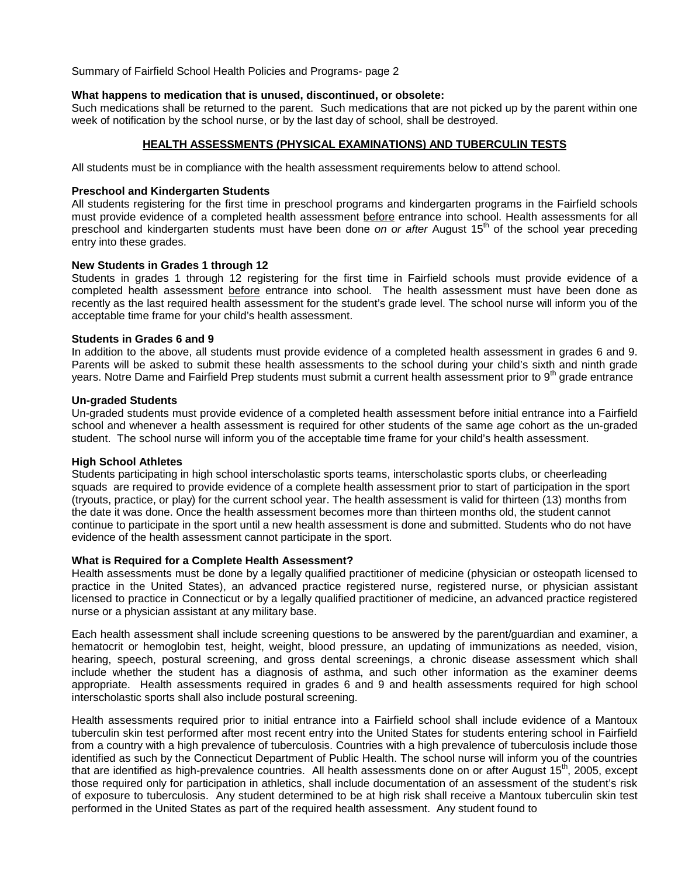Summary of Fairfield School Health Policies and Programs- page 2

**What happens to medication that is unused, discontinued, or obsolete:**
Such medications shall be returned to the parent. Such medications that are not picked up by the parent within one week of notification by the school nurse, or by the last day of school, shall be destroyed.

## HEALTH ASSESSMENTS (PHYSICAL EXAMINATIONS) AND TUBERCULIN TESTS

All students must be in compliance with the health assessment requirements below to attend school.

**Preschool and Kindergarten Students**
All students registering for the first time in preschool programs and kindergarten programs in the Fairfield schools must provide evidence of a completed health assessment before entrance into school. Health assessments for all preschool and kindergarten students must have been done *on or after* August 15th of the school year preceding entry into these grades.

**New Students in Grades 1 through 12**
Students in grades 1 through 12 registering for the first time in Fairfield schools must provide evidence of a completed health assessment before entrance into school. The health assessment must have been done as recently as the last required health assessment for the student's grade level. The school nurse will inform you of the acceptable time frame for your child's health assessment.

**Students in Grades 6 and 9**
In addition to the above, all students must provide evidence of a completed health assessment in grades 6 and 9. Parents will be asked to submit these health assessments to the school during your child's sixth and ninth grade years. Notre Dame and Fairfield Prep students must submit a current health assessment prior to 9th grade entrance

**Un-graded Students**
Un-graded students must provide evidence of a completed health assessment before initial entrance into a Fairfield school and whenever a health assessment is required for other students of the same age cohort as the un-graded student. The school nurse will inform you of the acceptable time frame for your child's health assessment.

**High School Athletes**
Students participating in high school interscholastic sports teams, interscholastic sports clubs, or cheerleading squads are required to provide evidence of a complete health assessment prior to start of participation in the sport (tryouts, practice, or play) for the current school year. The health assessment is valid for thirteen (13) months from the date it was done. Once the health assessment becomes more than thirteen months old, the student cannot continue to participate in the sport until a new health assessment is done and submitted. Students who do not have evidence of the health assessment cannot participate in the sport.

**What is Required for a Complete Health Assessment?**
Health assessments must be done by a legally qualified practitioner of medicine (physician or osteopath licensed to practice in the United States), an advanced practice registered nurse, registered nurse, or physician assistant licensed to practice in Connecticut or by a legally qualified practitioner of medicine, an advanced practice registered nurse or a physician assistant at any military base.

Each health assessment shall include screening questions to be answered by the parent/guardian and examiner, a hematocrit or hemoglobin test, height, weight, blood pressure, an updating of immunizations as needed, vision, hearing, speech, postural screening, and gross dental screenings, a chronic disease assessment which shall include whether the student has a diagnosis of asthma, and such other information as the examiner deems appropriate. Health assessments required in grades 6 and 9 and health assessments required for high school interscholastic sports shall also include postural screening.

Health assessments required prior to initial entrance into a Fairfield school shall include evidence of a Mantoux tuberculin skin test performed after most recent entry into the United States for students entering school in Fairfield from a country with a high prevalence of tuberculosis. Countries with a high prevalence of tuberculosis include those identified as such by the Connecticut Department of Public Health. The school nurse will inform you of the countries that are identified as high-prevalence countries. All health assessments done on or after August 15th, 2005, except those required only for participation in athletics, shall include documentation of an assessment of the student's risk of exposure to tuberculosis. Any student determined to be at high risk shall receive a Mantoux tuberculin skin test performed in the United States as part of the required health assessment. Any student found to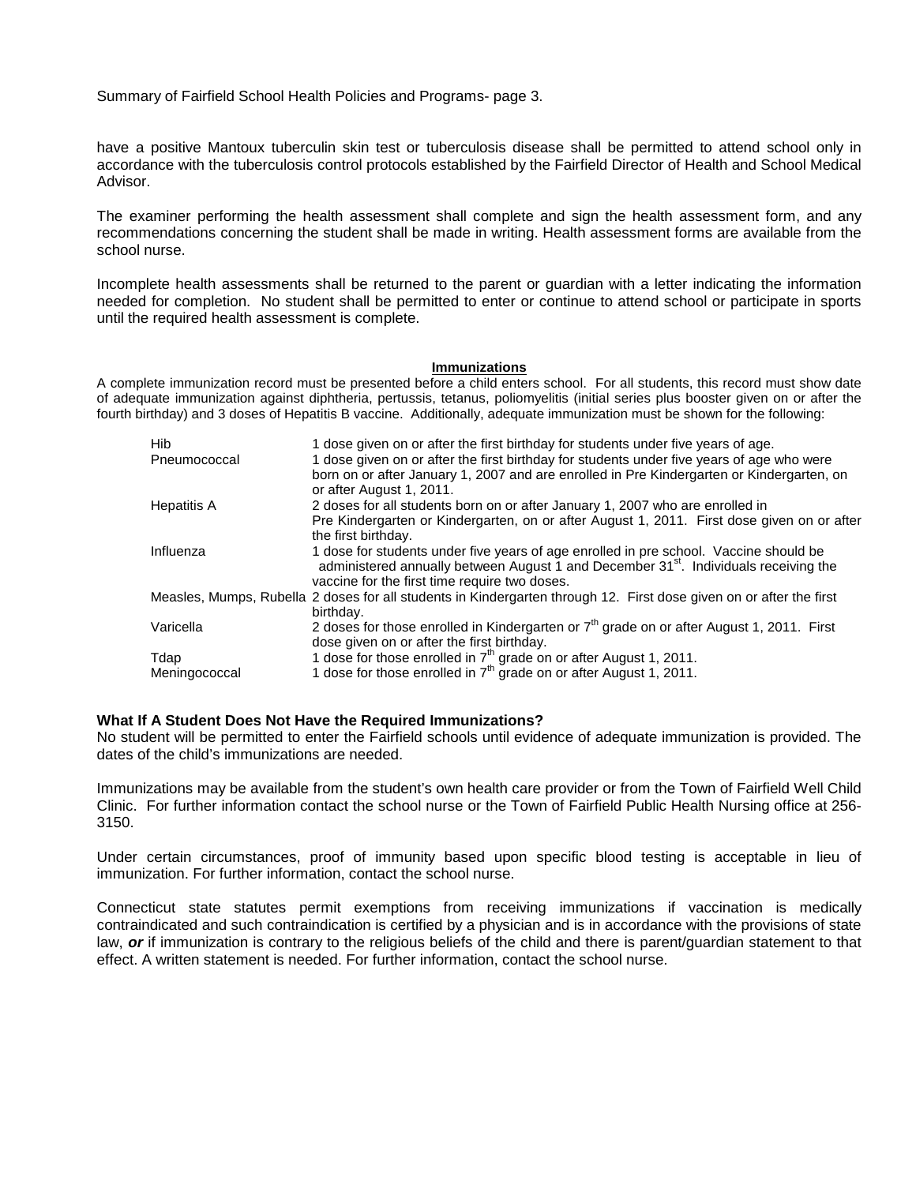have a positive Mantoux tuberculin skin test or tuberculosis disease shall be permitted to attend school only in accordance with the tuberculosis control protocols established by the Fairfield Director of Health and School Medical Advisor.

The examiner performing the health assessment shall complete and sign the health assessment form, and any recommendations concerning the student shall be made in writing. Health assessment forms are available from the school nurse.

Incomplete health assessments shall be returned to the parent or guardian with a letter indicating the information needed for completion. No student shall be permitted to enter or continue to attend school or participate in sports until the required health assessment is complete.

## Immunizations

A complete immunization record must be presented before a child enters school. For all students, this record must show date of adequate immunization against diphtheria, pertussis, tetanus, poliomyelitis (initial series plus booster given on or after the fourth birthday) and 3 doses of Hepatitis B vaccine. Additionally, adequate immunization must be shown for the following:

| | |
|---|---|
| Hib | 1 dose given on or after the first birthday for students under five years of age. |
| Pneumococcal | 1 dose given on or after the first birthday for students under five years of age who were born on or after January 1, 2007 and are enrolled in Pre Kindergarten or Kindergarten, on or after August 1, 2011. |
| Hepatitis A | 2 doses for all students born on or after January 1, 2007 who are enrolled in Pre Kindergarten or Kindergarten, on or after August 1, 2011. First dose given on or after the first birthday. |
| Influenza | 1 dose for students under five years of age enrolled in pre school. Vaccine should be administered annually between August 1 and December 31st. Individuals receiving the vaccine for the first time require two doses. |
| Measles, Mumps, Rubella | 2 doses for all students in Kindergarten through 12. First dose given on or after the first birthday. |
| Varicella | 2 doses for those enrolled in Kindergarten or 7th grade on or after August 1, 2011. First dose given on or after the first birthday. |
| Tdap | 1 dose for those enrolled in 7th grade on or after August 1, 2011. |
| Meningococcal | 1 dose for those enrolled in 7th grade on or after August 1, 2011. |

**What If A Student Does Not Have the Required Immunizations?**

No student will be permitted to enter the Fairfield schools until evidence of adequate immunization is provided. The dates of the child's immunizations are needed.

Immunizations may be available from the student's own health care provider or from the Town of Fairfield Well Child Clinic. For further information contact the school nurse or the Town of Fairfield Public Health Nursing office at 256-3150.

Under certain circumstances, proof of immunity based upon specific blood testing is acceptable in lieu of immunization. For further information, contact the school nurse.

Connecticut state statutes permit exemptions from receiving immunizations if vaccination is medically contraindicated and such contraindication is certified by a physician and is in accordance with the provisions of state law, ***or*** if immunization is contrary to the religious beliefs of the child and there is parent/guardian statement to that effect. A written statement is needed. For further information, contact the school nurse.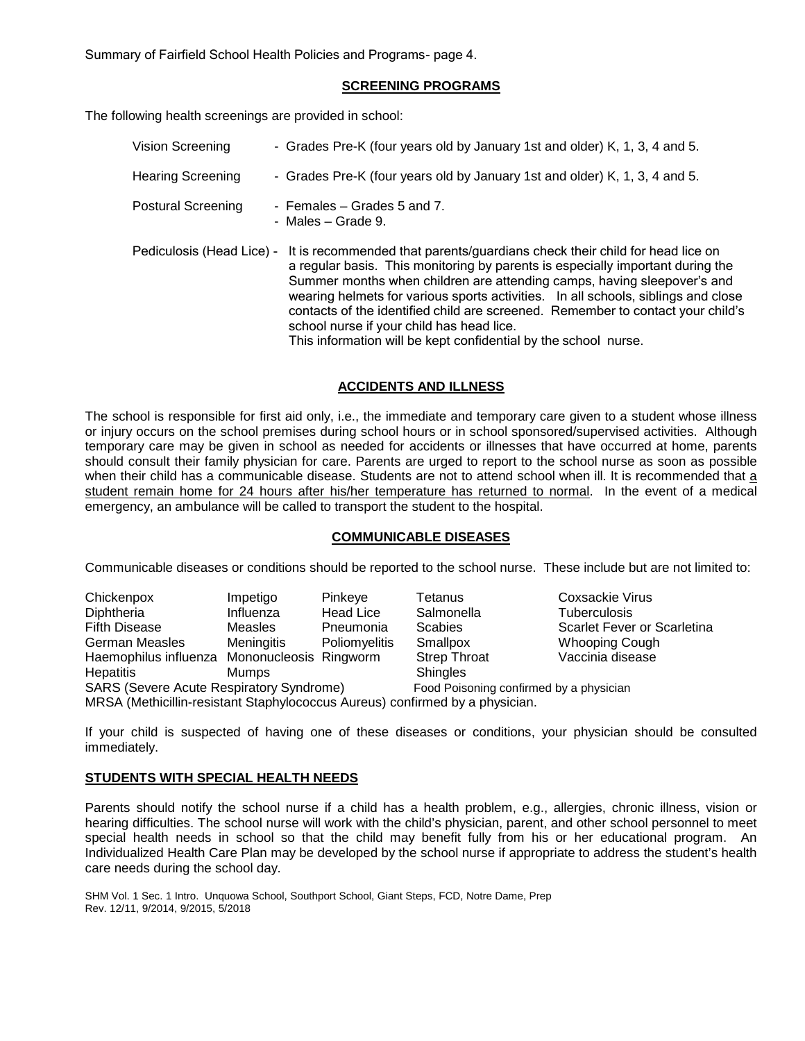## SCREENING PROGRAMS

The following health screenings are provided in school:

| | |
|---|---|
| Vision Screening | - Grades Pre-K (four years old by January 1st and older) K, 1, 3, 4 and 5. |
| Hearing Screening | - Grades Pre-K (four years old by January 1st and older) K, 1, 3, 4 and 5. |
| Postural Screening | - Females – Grades 5 and 7.<br>- Males – Grade 9. |
| Pediculosis (Head Lice) - | It is recommended that parents/guardians check their child for head lice on a regular basis. This monitoring by parents is especially important during the Summer months when children are attending camps, having sleepover's and wearing helmets for various sports activities. In all schools, siblings and close contacts of the identified child are screened. Remember to contact your child's school nurse if your child has head lice.<br>This information will be kept confidential by the school nurse. |

## ACCIDENTS AND ILLNESS

The school is responsible for first aid only, i.e., the immediate and temporary care given to a student whose illness or injury occurs on the school premises during school hours or in school sponsored/supervised activities. Although temporary care may be given in school as needed for accidents or illnesses that have occurred at home, parents should consult their family physician for care. Parents are urged to report to the school nurse as soon as possible when their child has a communicable disease. Students are not to attend school when ill. It is recommended that <u>a student remain home for 24 hours after his/her temperature has returned to normal</u>. In the event of a medical emergency, an ambulance will be called to transport the student to the hospital.

## COMMUNICABLE DISEASES

Communicable diseases or conditions should be reported to the school nurse. These include but are not limited to:

| | | | | |
|---|---|---|---|---|
| Chickenpox | Impetigo | Pinkeye | Tetanus | Coxsackie Virus |
| Diphtheria | Influenza | Head Lice | Salmonella | Tuberculosis |
| Fifth Disease | Measles | Pneumonia | Scabies | Scarlet Fever or Scarletina |
| German Measles | Meningitis | Poliomyelitis | Smallpox | Whooping Cough |
| Haemophilus influenza | Mononucleosis | Ringworm | Strep Throat | Vaccinia disease |
| Hepatitis | Mumps | | Shingles | |

SARS (Severe Acute Respiratory Syndrome) Food Poisoning confirmed by a physician

MRSA (Methicillin-resistant Staphylococcus Aureus) confirmed by a physician.

If your child is suspected of having one of these diseases or conditions, your physician should be consulted immediately.

## STUDENTS WITH SPECIAL HEALTH NEEDS

Parents should notify the school nurse if a child has a health problem, e.g., allergies, chronic illness, vision or hearing difficulties. The school nurse will work with the child's physician, parent, and other school personnel to meet special health needs in school so that the child may benefit fully from his or her educational program. An Individualized Health Care Plan may be developed by the school nurse if appropriate to address the student's health care needs during the school day.

SHM Vol. 1 Sec. 1 Intro. Unquowa School, Southport School, Giant Steps, FCD, Notre Dame, Prep
Rev. 12/11, 9/2014, 9/2015, 5/2018